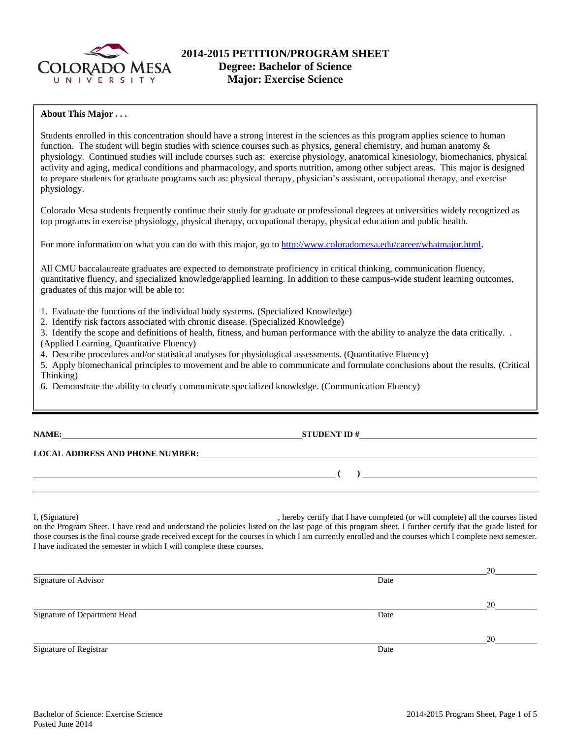COLORADO MESA UNIVERSITY

# 2014-2015 PETITION/PROGRAM SHEET
## Degree: Bachelor of Science
## Major: Exercise Science

**About This Major . . .**

Students enrolled in this concentration should have a strong interest in the sciences as this program applies science to human function. The student will begin studies with science courses such as physics, general chemistry, and human anatomy & physiology. Continued studies will include courses such as: exercise physiology, anatomical kinesiology, biomechanics, physical activity and aging, medical conditions and pharmacology, and sports nutrition, among other subject areas. This major is designed to prepare students for graduate programs such as: physical therapy, physician's assistant, occupational therapy, and exercise physiology.

Colorado Mesa students frequently continue their study for graduate or professional degrees at universities widely recognized as top programs in exercise physiology, physical therapy, occupational therapy, physical education and public health.

For more information on what you can do with this major, go to [http://www.coloradomesa.edu/career/whatmajor.html](http://www.coloradomesa.edu/career/whatmajor.html).

All CMU baccalaureate graduates are expected to demonstrate proficiency in critical thinking, communication fluency, quantitative fluency, and specialized knowledge/applied learning. In addition to these campus-wide student learning outcomes, graduates of this major will be able to:

1. Evaluate the functions of the individual body systems. (Specialized Knowledge)
2. Identify risk factors associated with chronic disease. (Specialized Knowledge)
3. Identify the scope and definitions of health, fitness, and human performance with the ability to analyze the data critically. . (Applied Learning, Quantitative Fluency)
4. Describe procedures and/or statistical analyses for physiological assessments. (Quantitative Fluency)
5. Apply biomechanical principles to movement and be able to communicate and formulate conclusions about the results. (Critical Thinking)
6. Demonstrate the ability to clearly communicate specialized knowledge. (Communication Fluency)

---

**NAME:** ______________________________ **STUDENT ID #** ______________________________

**LOCAL ADDRESS AND PHONE NUMBER:** ______________________________

______________________________ **( )** ______________________________

---

I, (Signature)______________________________, hereby certify that I have completed (or will complete) all the courses listed on the Program Sheet. I have read and understand the policies listed on the last page of this program sheet. I further certify that the grade listed for those courses is the final course grade received except for the courses in which I am currently enrolled and the courses which I complete next semester. I have indicated the semester in which I will complete these courses.

______________________________ 20______
Signature of Advisor Date

______________________________ 20______
Signature of Department Head Date

______________________________ 20______
Signature of Registrar Date

Bachelor of Science: Exercise Science
Posted June 2014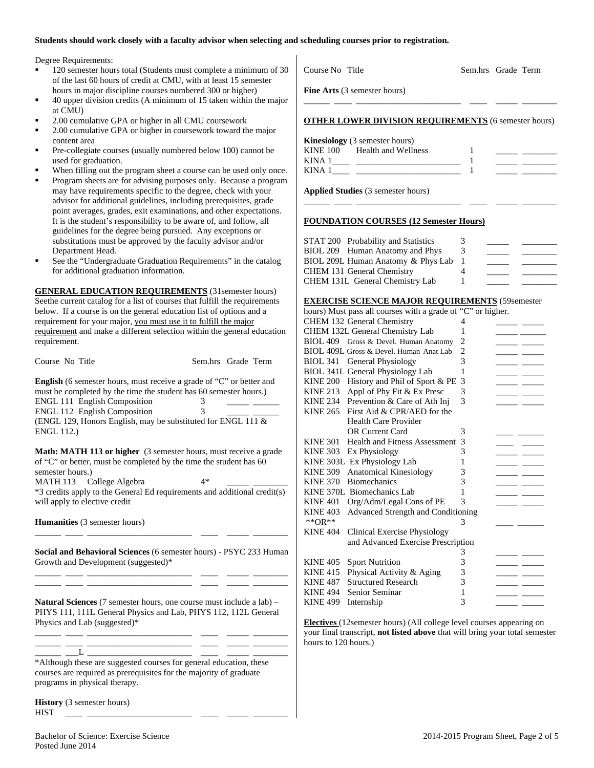**Students should work closely with a faculty advisor when selecting and scheduling courses prior to registration.**

Degree Requirements:

- 120 semester hours total (Students must complete a minimum of 30 of the last 60 hours of credit at CMU, with at least 15 semester hours in major discipline courses numbered 300 or higher)
- 40 upper division credits (A minimum of 15 taken within the major at CMU)
- 2.00 cumulative GPA or higher in all CMU coursework
- 2.00 cumulative GPA or higher in coursework toward the major content area
- Pre-collegiate courses (usually numbered below 100) cannot be used for graduation.
- When filling out the program sheet a course can be used only once.
- Program sheets are for advising purposes only. Because a program may have requirements specific to the degree, check with your advisor for additional guidelines, including prerequisites, grade point averages, grades, exit examinations, and other expectations. It is the student's responsibility to be aware of, and follow, all guidelines for the degree being pursued. Any exceptions or substitutions must be approved by the faculty advisor and/or Department Head.
- See the "Undergraduate Graduation Requirements" in the catalog for additional graduation information.

**GENERAL EDUCATION REQUIREMENTS** (31semester hours) Seethe current catalog for a list of courses that fulfill the requirements below. If a course is on the general education list of options and a requirement for your major, you must use it to fulfill the major requirement and make a different selection within the general education requirement.

| Course No | Title | Sem.hrs | Grade | Term |
|---|---|---|---|---|

**English** (6 semester hours, must receive a grade of "C" or better and must be completed by the time the student has 60 semester hours.)

| Course No | Title | Sem.hrs | Grade | Term |
|---|---|---|---|---|
| ENGL 111 | English Composition | 3 | ____ | ____ |
| ENGL 112 | English Composition | 3 | ____ | ____ |

(ENGL 129, Honors English, may be substituted for ENGL 111 & ENGL 112.)

**Math: MATH 113 or higher** (3 semester hours, must receive a grade of "C" or better, must be completed by the time the student has 60 semester hours.)

| Course No | Title | Sem.hrs | Grade | Term |
|---|---|---|---|---|
| MATH 113 | College Algebra | 4* | ____ | ____ |

*3 credits apply to the General Ed requirements and additional credit(s) will apply to elective credit

**Humanities** (3 semester hours)

______ ____ ______________________ ____ _____ ________

**Social and Behavioral Sciences** (6 semester hours) - PSYC 233 Human Growth and Development (suggested)*

______ ____ ______________________ ____ _____ ________
______ ____ ______________________ ____ _____ ________

**Natural Sciences** (7 semester hours, one course must include a lab) – PHYS 111, 111L General Physics and Lab, PHYS 112, 112L General Physics and Lab (suggested)*

______ ____ ______________________ ____ _____ ________
______ ____ ______________________ ____ _____ ________
______ ___L ______________________ ____ _____ ________

*Although these are suggested courses for general education, these courses are required as prerequisites for the majority of graduate programs in physical therapy.

**History** (3 semester hours)

HIST ____ ______________________ ____ _____ ________

| Course No | Title | Sem.hrs | Grade | Term |
|---|---|---|---|---|

**Fine Arts** (3 semester hours)

______ ____ ______________________ ____ _____ ________

**OTHER LOWER DIVISION REQUIREMENTS** (6 semester hours)

**Kinesiology** (3 semester hours)

| Course No | Title | Sem.hrs | Grade | Term |
|---|---|---|---|---|
| KINE 100 | Health and Wellness | 1 | ____ | ____ |
| KINA 1____ | ____________________ | 1 | ____ | ____ |
| KINA 1____ | ____________________ | 1 | ____ | ____ |

**Applied Studies** (3 semester hours)

______ ____ ______________________ ____ _____ ________

**FOUNDATION COURSES (12 Semester Hours)**

| Course No | Title | Sem.hrs | Grade | Term |
|---|---|---|---|---|
| STAT 200 | Probability and Statistics | 3 | ____ | ____ |
| BIOL 209 | Human Anatomy and Phys | 3 | ____ | ____ |
| BIOL 209L | Human Anatomy & Phys Lab | 1 | ____ | ____ |
| CHEM 131 | General Chemistry | 4 | ____ | ____ |
| CHEM 131L | General Chemistry Lab | 1 | ____ | ____ |

**EXERCISE SCIENCE MAJOR REQUIREMENTS** (59semester hours) Must pass all courses with a grade of "C" or higher.

| Course No | Title | Sem.hrs | Grade | Term |
|---|---|---|---|---|
| CHEM 132 | General Chemistry | 4 | ____ | ____ |
| CHEM 132L | General Chemistry Lab | 1 | ____ | ____ |
| BIOL 409 | Gross & Devel. Human Anatomy | 2 | ____ | ____ |
| BIOL 409L | Gross & Devel. Human Anat Lab | 2 | ____ | ____ |
| BIOL 341 | General Physiology | 3 | ____ | ____ |
| BIOL 341L | General Physiology Lab | 1 | ____ | ____ |
| KINE 200 | History and Phil of Sport & PE | 3 | ____ | ____ |
| KINE 213 | Appl of Phy Fit & Ex Presc | 3 | ____ | ____ |
| KINE 234 | Prevention & Care of Ath Inj | 3 | ____ | ____ |
| KINE 265 | First Aid & CPR/AED for the Health Care Provider OR Current Card | 3 | ____ | ____ |
| KINE 301 | Health and Fitness Assessment | 3 | ____ | ____ |
| KINE 303 | Ex Physiology | 3 | ____ | ____ |
| KINE 303L | Ex Physiology Lab | 1 | ____ | ____ |
| KINE 309 | Anatomical Kinesiology | 3 | ____ | ____ |
| KINE 370 | Biomechanics | 3 | ____ | ____ |
| KINE 370L | Biomechanics Lab | 1 | ____ | ____ |
| KINE 401 | Org/Adm/Legal Cons of PE | 3 | ____ | ____ |
| KINE 403 **OR** KINE 404 | Advanced Strength and Conditioning **OR** Clinical Exercise Physiology and Advanced Exercise Prescription | 3 | ____ | ____ |
| KINE 405 | Sport Nutrition | 3 | ____ | ____ |
| KINE 415 | Physical Activity & Aging | 3 | ____ | ____ |
| KINE 487 | Structured Research | 3 | ____ | ____ |
| KINE 494 | Senior Seminar | 1 | ____ | ____ |
| KINE 499 | Internship | 3 | ____ | ____ |

**Electives** (12semester hours) (All college level courses appearing on your final transcript, **not listed above** that will bring your total semester hours to 120 hours.)

Bachelor of Science: Exercise Science
Posted June 2014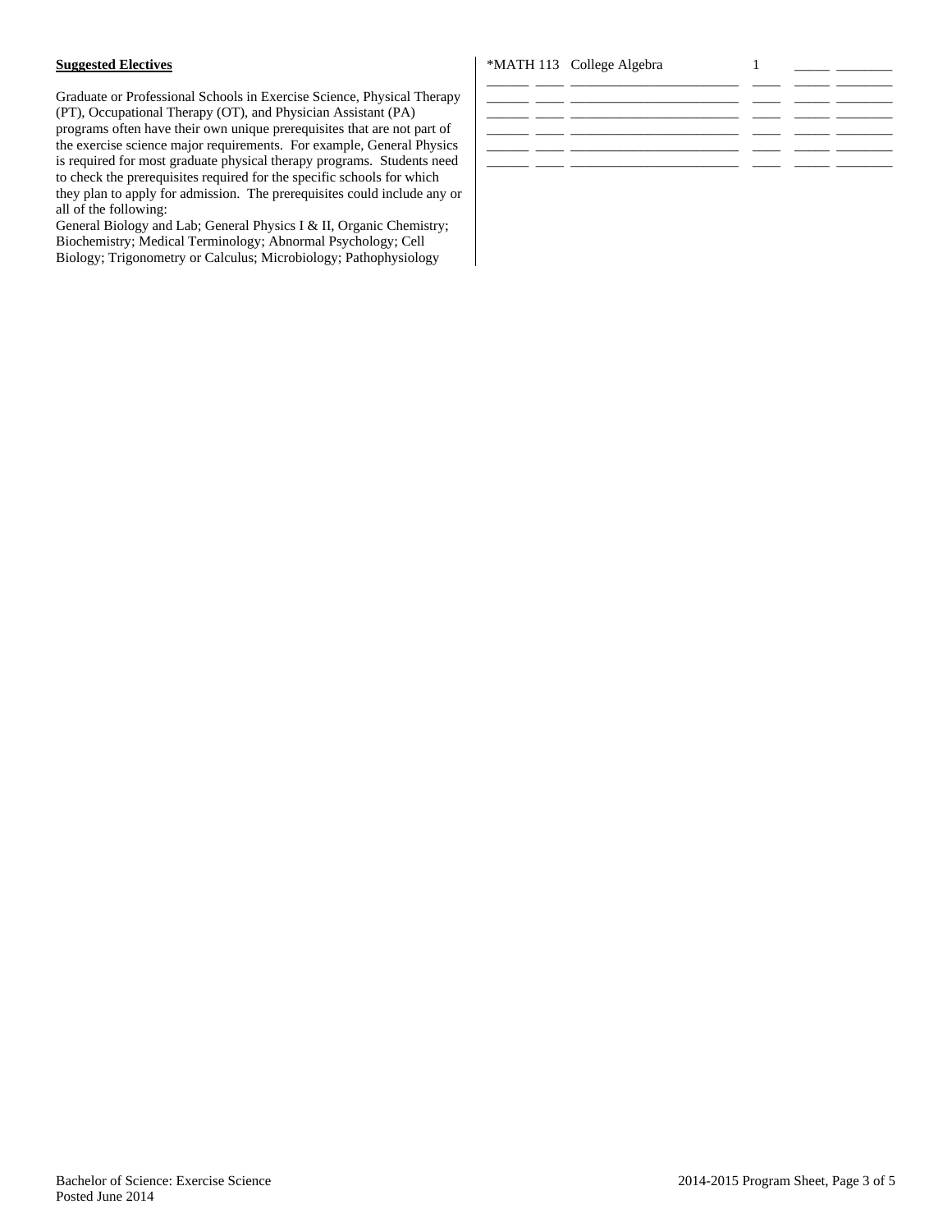**Suggested Electives**

Graduate or Professional Schools in Exercise Science, Physical Therapy (PT), Occupational Therapy (OT), and Physician Assistant (PA) programs often have their own unique prerequisites that are not part of the exercise science major requirements. For example, General Physics is required for most graduate physical therapy programs. Students need to check the prerequisites required for the specific schools for which they plan to apply for admission. The prerequisites could include any or all of the following:
General Biology and Lab; General Physics I & II, Organic Chemistry; Biochemistry; Medical Terminology; Abnormal Psychology; Cell Biology; Trigonometry or Calculus; Microbiology; Pathophysiology

| | | | | | |
|---|---|---|---|---|---|
| *MATH 113 | | College Algebra | 1 | _____ | ________ |
| ______ | ____ | ________________________ | ____ | _____ | ________ |
| ______ | ____ | ________________________ | ____ | _____ | ________ |
| ______ | ____ | ________________________ | ____ | _____ | ________ |
| ______ | ____ | ________________________ | ____ | _____ | ________ |
| ______ | ____ | ________________________ | ____ | _____ | ________ |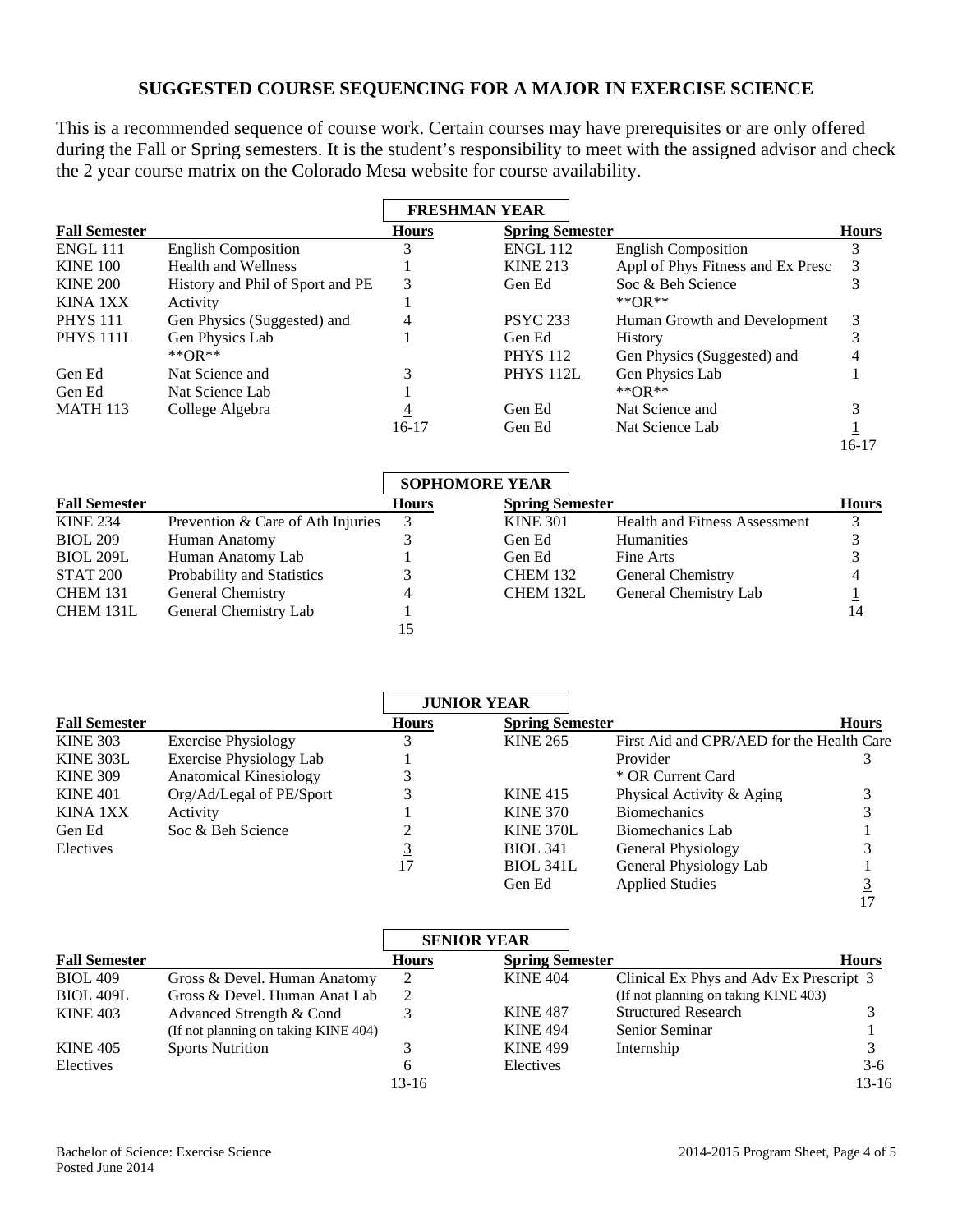## SUGGESTED COURSE SEQUENCING FOR A MAJOR IN EXERCISE SCIENCE

This is a recommended sequence of course work. Certain courses may have prerequisites or are only offered during the Fall or Spring semesters. It is the student's responsibility to meet with the assigned advisor and check the 2 year course matrix on the Colorado Mesa website for course availability.

### FRESHMAN YEAR

| Fall Semester | | Hours | Spring Semester | | Hours |
|---|---|---|---|---|---|
| ENGL 111 | English Composition | 3 | ENGL 112 | English Composition | 3 |
| KINE 100 | Health and Wellness | 1 | KINE 213 | Appl of Phys Fitness and Ex Presc | 3 |
| KINE 200 | History and Phil of Sport and PE | 3 | Gen Ed | Soc & Beh Science | 3 |
| KINA 1XX | Activity | 1 | | **OR** | |
| PHYS 111 | Gen Physics (Suggested) and | 4 | PSYC 233 | Human Growth and Development | 3 |
| PHYS 111L | Gen Physics Lab | 1 | Gen Ed | History | 3 |
| | **OR** | | PHYS 112 | Gen Physics (Suggested) and | 4 |
| Gen Ed | Nat Science and | 3 | PHYS 112L | Gen Physics Lab | 1 |
| Gen Ed | Nat Science Lab | 1 | | **OR** | |
| MATH 113 | College Algebra | 4 | Gen Ed | Nat Science and | 3 |
| | | 16-17 | Gen Ed | Nat Science Lab | 1 |
| | | | | | 16-17 |

### SOPHOMORE YEAR

| Fall Semester | | Hours | Spring Semester | | Hours |
|---|---|---|---|---|---|
| KINE 234 | Prevention & Care of Ath Injuries | 3 | KINE 301 | Health and Fitness Assessment | 3 |
| BIOL 209 | Human Anatomy | 3 | Gen Ed | Humanities | 3 |
| BIOL 209L | Human Anatomy Lab | 1 | Gen Ed | Fine Arts | 3 |
| STAT 200 | Probability and Statistics | 3 | CHEM 132 | General Chemistry | 4 |
| CHEM 131 | General Chemistry | 4 | CHEM 132L | General Chemistry Lab | 1 |
| CHEM 131L | General Chemistry Lab | 1 | | | 14 |
| | | 15 | | | |

### JUNIOR YEAR

| Fall Semester | | Hours | Spring Semester | | Hours |
|---|---|---|---|---|---|
| KINE 303 | Exercise Physiology | 3 | KINE 265 | First Aid and CPR/AED for the Health Care Provider * OR Current Card | 3 |
| KINE 303L | Exercise Physiology Lab | 1 | KINE 415 | Physical Activity & Aging | 3 |
| KINE 309 | Anatomical Kinesiology | 3 | KINE 370 | Biomechanics | 3 |
| KINE 401 | Org/Ad/Legal of PE/Sport | 3 | KINE 370L | Biomechanics Lab | 1 |
| KINA 1XX | Activity | 1 | BIOL 341 | General Physiology | 3 |
| Gen Ed | Soc & Beh Science | 2 | BIOL 341L | General Physiology Lab | 1 |
| Electives | | 3 | Gen Ed | Applied Studies | 3 |
| | | 17 | | | 17 |

### SENIOR YEAR

| Fall Semester | | Hours | Spring Semester | | Hours |
|---|---|---|---|---|---|
| BIOL 409 | Gross & Devel. Human Anatomy | 2 | KINE 404 | Clinical Ex Phys and Adv Ex Prescript (If not planning on taking KINE 403) | 3 |
| BIOL 409L | Gross & Devel. Human Anat Lab | 2 | KINE 487 | Structured Research | 3 |
| KINE 403 | Advanced Strength & Cond (If not planning on taking KINE 404) | 3 | KINE 494 | Senior Seminar | 1 |
| KINE 405 | Sports Nutrition | 3 | KINE 499 | Internship | 3 |
| Electives | | 6 | Electives | | 3-6 |
| | | 13-16 | | | 13-16 |

Bachelor of Science: Exercise Science
Posted June 2014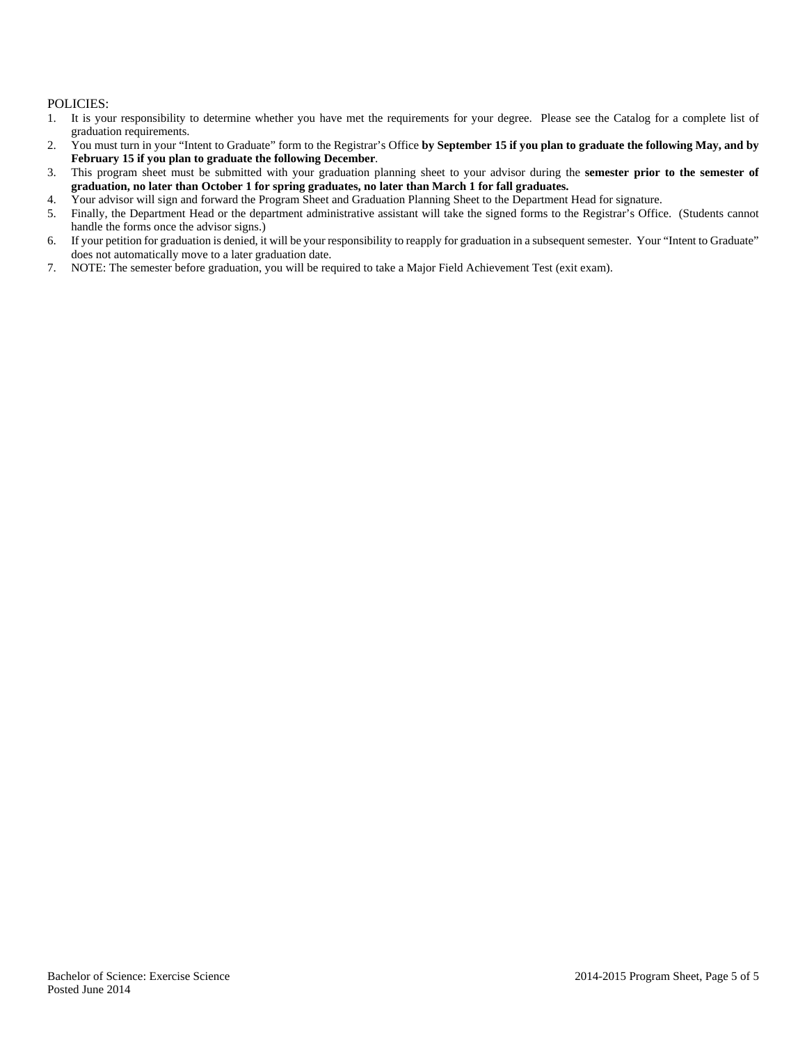POLICIES:

1. It is your responsibility to determine whether you have met the requirements for your degree. Please see the Catalog for a complete list of graduation requirements.
2. You must turn in your "Intent to Graduate" form to the Registrar's Office **by September 15 if you plan to graduate the following May, and by February 15 if you plan to graduate the following December**.
3. This program sheet must be submitted with your graduation planning sheet to your advisor during the **semester prior to the semester of graduation, no later than October 1 for spring graduates, no later than March 1 for fall graduates.**
4. Your advisor will sign and forward the Program Sheet and Graduation Planning Sheet to the Department Head for signature.
5. Finally, the Department Head or the department administrative assistant will take the signed forms to the Registrar's Office. (Students cannot handle the forms once the advisor signs.)
6. If your petition for graduation is denied, it will be your responsibility to reapply for graduation in a subsequent semester. Your "Intent to Graduate" does not automatically move to a later graduation date.
7. NOTE: The semester before graduation, you will be required to take a Major Field Achievement Test (exit exam).